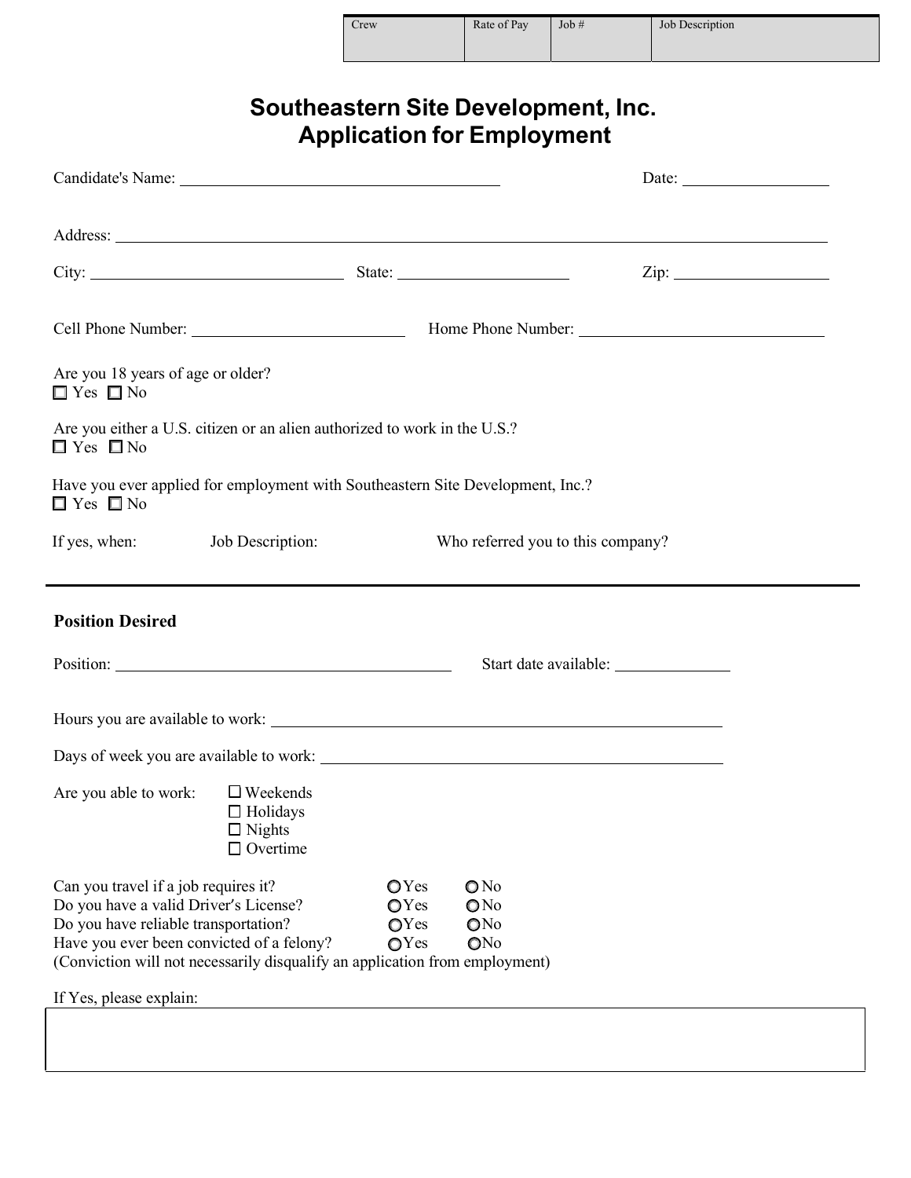| Crew | Rate of Pay | Job # | Job Description |
|---|---|---|---|
| | | | |

# Southeastern Site Development, Inc.
# Application for Employment

Candidate's Name: ______________________________ Date: ______________

Address: ____________________________________________________________

City: ______________________ State: ________________ Zip: ______________

Cell Phone Number: ____________________ Home Phone Number: ______________________

Are you 18 years of age or older?
☐ Yes ☐ No

Are you either a U.S. citizen or an alien authorized to work in the U.S.?
☐ Yes ☐ No

Have you ever applied for employment with Southeastern Site Development, Inc.?
☐ Yes ☐ No

If yes, when: Job Description: Who referred you to this company?

---

**Position Desired**

Position: ________________________________ Start date available: __________

Hours you are available to work: ____________________________________________

Days of week you are available to work: ______________________________________

Are you able to work:
- ☐ Weekends
- ☐ Holidays
- ☐ Nights
- ☐ Overtime

Can you travel if a job requires it? ○ Yes ○ No
Do you have a valid Driver's License? ○ Yes ○ No
Do you have reliable transportation? ○ Yes ○ No
Have you ever been convicted of a felony? ○ Yes ○ No
(Conviction will not necessarily disqualify an application from employment)

If Yes, please explain:

| |
|---|
| |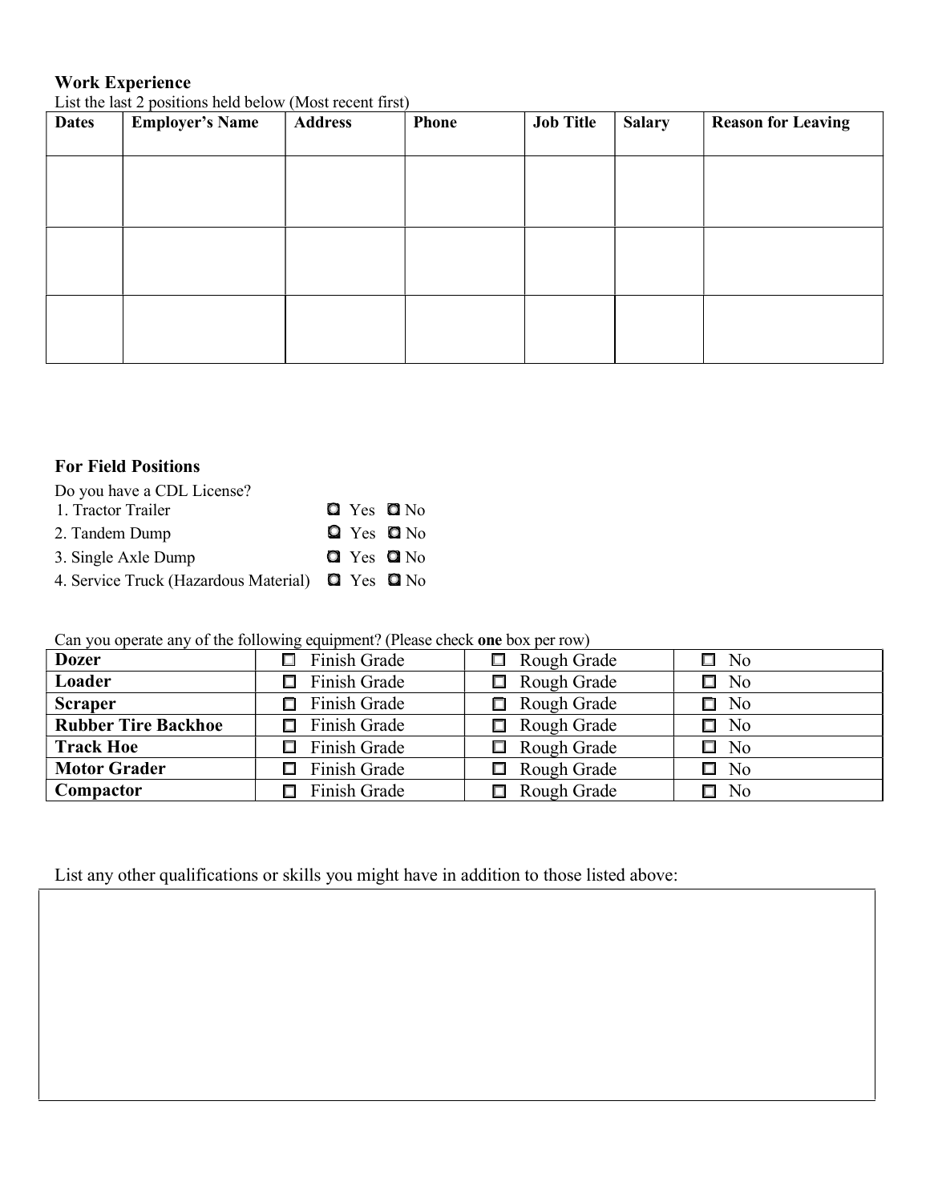### Work Experience

List the last 2 positions held below (Most recent first)

| Dates | Employer's Name | Address | Phone | Job Title | Salary | Reason for Leaving |
|---|---|---|---|---|---|---|
| | | | | | | |
| | | | | | | |
| | | | | | | |

### For Field Positions

Do you have a CDL License?

1. Tractor Trailer ☐ Yes ☐ No
2. Tandem Dump ☐ Yes ☐ No
3. Single Axle Dump ☐ Yes ☐ No
4. Service Truck (Hazardous Material) ☐ Yes ☐ No

Can you operate any of the following equipment? (Please check **one** box per row)

| | | | |
|---|---|---|---|
| **Dozer** | ☐ Finish Grade | ☐ Rough Grade | ☐ No |
| **Loader** | ☐ Finish Grade | ☐ Rough Grade | ☐ No |
| **Scraper** | ☐ Finish Grade | ☐ Rough Grade | ☐ No |
| **Rubber Tire Backhoe** | ☐ Finish Grade | ☐ Rough Grade | ☐ No |
| **Track Hoe** | ☐ Finish Grade | ☐ Rough Grade | ☐ No |
| **Motor Grader** | ☐ Finish Grade | ☐ Rough Grade | ☐ No |
| **Compactor** | ☐ Finish Grade | ☐ Rough Grade | ☐ No |

List any other qualifications or skills you might have in addition to those listed above: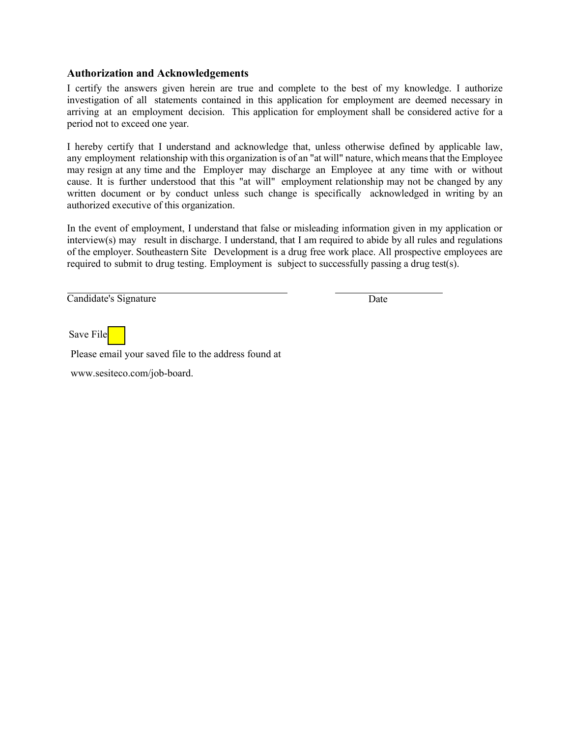## Authorization and Acknowledgements

I certify the answers given herein are true and complete to the best of my knowledge. I authorize investigation of all statements contained in this application for employment are deemed necessary in arriving at an employment decision. This application for employment shall be considered active for a period not to exceed one year.

I hereby certify that I understand and acknowledge that, unless otherwise defined by applicable law, any employment relationship with this organization is of an "at will" nature, which means that the Employee may resign at any time and the Employer may discharge an Employee at any time with or without cause. It is further understood that this "at will" employment relationship may not be changed by any written document or by conduct unless such change is specifically acknowledged in writing by an authorized executive of this organization.

In the event of employment, I understand that false or misleading information given in my application or interview(s) may result in discharge. I understand, that I am required to abide by all rules and regulations of the employer. Southeastern Site Development is a drug free work place. All prospective employees are required to submit to drug testing. Employment is subject to successfully passing a drug test(s).

______________________________________ Candidate's Signature

____________________ Date

Save File

Please email your saved file to the address found at

www.sesiteco.com/job-board.